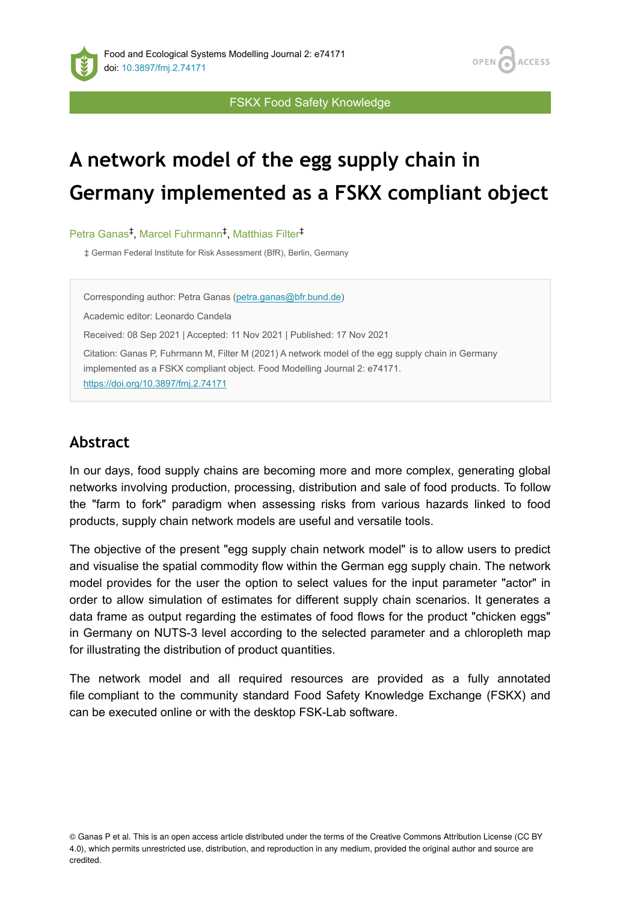FSKX Food Safety Knowledge

# A network model of the egg supply chain in Germany implemented as a FSKX compliant object

Petra Ganas[‡], Marcel Fuhrmann[‡], Matthias Filter[‡]

‡ German Federal Institute for Risk Assessment (BfR), Berlin, Germany

Corresponding author: Petra Ganas (petra.ganas@bfr.bund.de)

Academic editor: Leonardo Candela

Received: 08 Sep 2021 | Accepted: 11 Nov 2021 | Published: 17 Nov 2021

Citation: Ganas P, Fuhrmann M, Filter M (2021) A network model of the egg supply chain in Germany implemented as a FSKX compliant object. Food Modelling Journal 2: e74171. https://doi.org/10.3897/fmj.2.74171

## Abstract

In our days, food supply chains are becoming more and more complex, generating global networks involving production, processing, distribution and sale of food products. To follow the "farm to fork" paradigm when assessing risks from various hazards linked to food products, supply chain network models are useful and versatile tools.

The objective of the present "egg supply chain network model" is to allow users to predict and visualise the spatial commodity flow within the German egg supply chain. The network model provides for the user the option to select values for the input parameter "actor" in order to allow simulation of estimates for different supply chain scenarios. It generates a data frame as output regarding the estimates of food flows for the product "chicken eggs" in Germany on NUTS-3 level according to the selected parameter and a chloropleth map for illustrating the distribution of product quantities.

The network model and all required resources are provided as a fully annotated file compliant to the community standard Food Safety Knowledge Exchange (FSKX) and can be executed online or with the desktop FSK-Lab software.

© Ganas P et al. This is an open access article distributed under the terms of the Creative Commons Attribution License (CC BY 4.0), which permits unrestricted use, distribution, and reproduction in any medium, provided the original author and source are credited.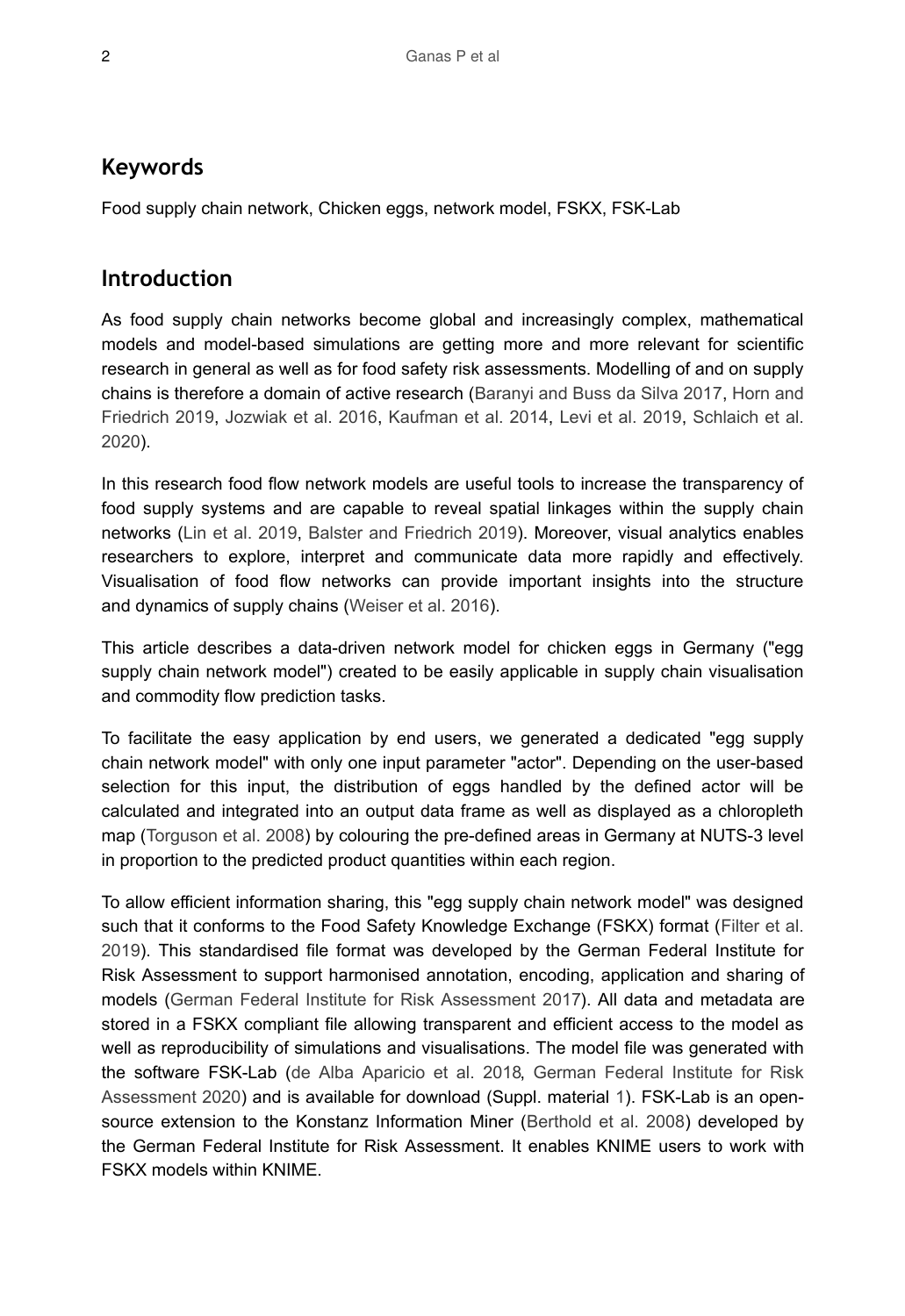## Keywords

Food supply chain network, Chicken eggs, network model, FSKX, FSK-Lab

## Introduction

As food supply chain networks become global and increasingly complex, mathematical models and model-based simulations are getting more and more relevant for scientific research in general as well as for food safety risk assessments. Modelling of and on supply chains is therefore a domain of active research (Baranyi and Buss da Silva 2017, Horn and Friedrich 2019, Jozwiak et al. 2016, Kaufman et al. 2014, Levi et al. 2019, Schlaich et al. 2020).

In this research food flow network models are useful tools to increase the transparency of food supply systems and are capable to reveal spatial linkages within the supply chain networks (Lin et al. 2019, Balster and Friedrich 2019). Moreover, visual analytics enables researchers to explore, interpret and communicate data more rapidly and effectively. Visualisation of food flow networks can provide important insights into the structure and dynamics of supply chains (Weiser et al. 2016).

This article describes a data-driven network model for chicken eggs in Germany ("egg supply chain network model") created to be easily applicable in supply chain visualisation and commodity flow prediction tasks.

To facilitate the easy application by end users, we generated a dedicated "egg supply chain network model" with only one input parameter "actor". Depending on the user-based selection for this input, the distribution of eggs handled by the defined actor will be calculated and integrated into an output data frame as well as displayed as a chloropleth map (Torguson et al. 2008) by colouring the pre-defined areas in Germany at NUTS-3 level in proportion to the predicted product quantities within each region.

To allow efficient information sharing, this "egg supply chain network model" was designed such that it conforms to the Food Safety Knowledge Exchange (FSKX) format (Filter et al. 2019). This standardised file format was developed by the German Federal Institute for Risk Assessment to support harmonised annotation, encoding, application and sharing of models (German Federal Institute for Risk Assessment 2017). All data and metadata are stored in a FSKX compliant file allowing transparent and efficient access to the model as well as reproducibility of simulations and visualisations. The model file was generated with the software FSK-Lab (de Alba Aparicio et al. 2018, German Federal Institute for Risk Assessment 2020) and is available for download (Suppl. material 1). FSK-Lab is an open-source extension to the Konstanz Information Miner (Berthold et al. 2008) developed by the German Federal Institute for Risk Assessment. It enables KNIME users to work with FSKX models within KNIME.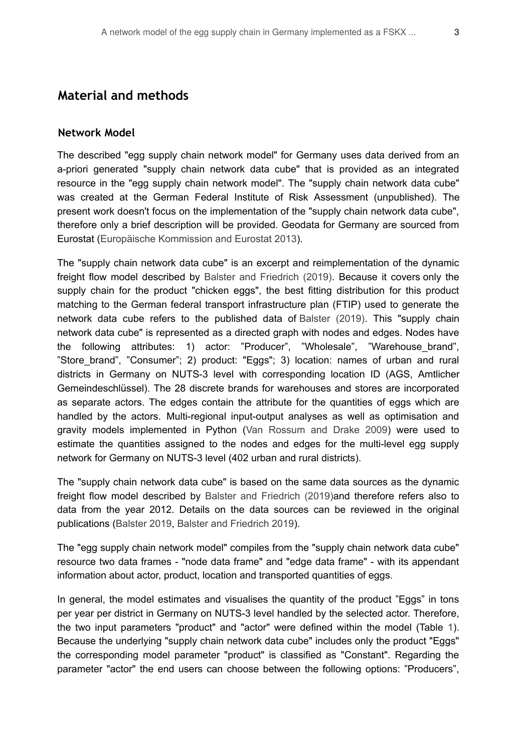## Material and methods

### Network Model

The described "egg supply chain network model" for Germany uses data derived from an a-priori generated "supply chain network data cube" that is provided as an integrated resource in the "egg supply chain network model". The "supply chain network data cube" was created at the German Federal Institute of Risk Assessment (unpublished). The present work doesn't focus on the implementation of the "supply chain network data cube", therefore only a brief description will be provided. Geodata for Germany are sourced from Eurostat (Europäische Kommission and Eurostat 2013).

The "supply chain network data cube" is an excerpt and reimplementation of the dynamic freight flow model described by Balster and Friedrich (2019). Because it covers only the supply chain for the product "chicken eggs", the best fitting distribution for this product matching to the German federal transport infrastructure plan (FTIP) used to generate the network data cube refers to the published data of Balster (2019). This "supply chain network data cube" is represented as a directed graph with nodes and edges. Nodes have the following attributes: 1) actor: ”Producer”, ”Wholesale”, ”Warehouse_brand”, ”Store_brand”, ”Consumer”; 2) product: "Eggs"; 3) location: names of urban and rural districts in Germany on NUTS-3 level with corresponding location ID (AGS, Amtlicher Gemeindeschlüssel). The 28 discrete brands for warehouses and stores are incorporated as separate actors. The edges contain the attribute for the quantities of eggs which are handled by the actors. Multi-regional input-output analyses as well as optimisation and gravity models implemented in Python (Van Rossum and Drake 2009) were used to estimate the quantities assigned to the nodes and edges for the multi-level egg supply network for Germany on NUTS-3 level (402 urban and rural districts).

The "supply chain network data cube" is based on the same data sources as the dynamic freight flow model described by Balster and Friedrich (2019)and therefore refers also to data from the year 2012. Details on the data sources can be reviewed in the original publications (Balster 2019, Balster and Friedrich 2019).

The "egg supply chain network model" compiles from the "supply chain network data cube" resource two data frames - "node data frame" and "edge data frame" - with its appendant information about actor, product, location and transported quantities of eggs.

In general, the model estimates and visualises the quantity of the product ”Eggs” in tons per year per district in Germany on NUTS-3 level handled by the selected actor. Therefore, the two input parameters "product" and "actor" were defined within the model (Table 1). Because the underlying "supply chain network data cube" includes only the product "Eggs" the corresponding model parameter "product" is classified as "Constant". Regarding the parameter "actor" the end users can choose between the following options: ”Producers”,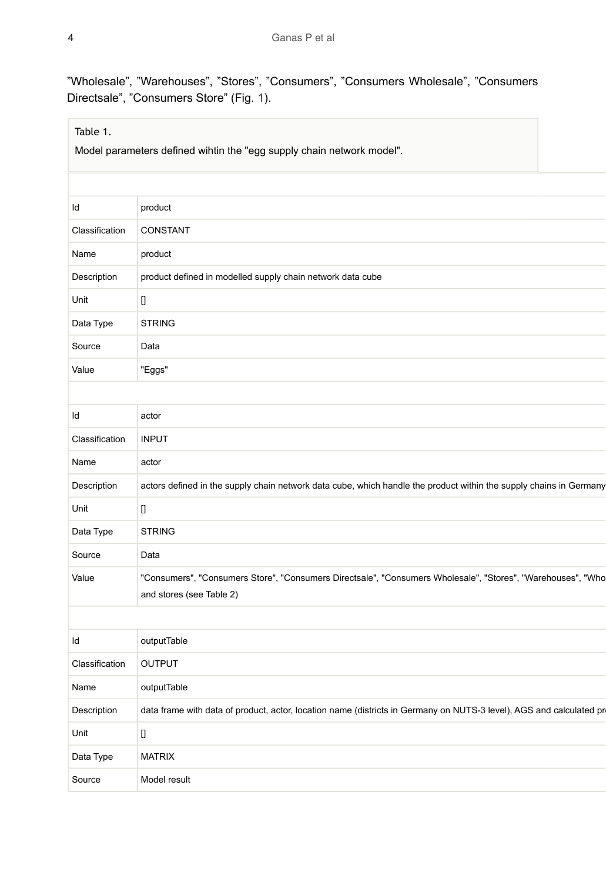"Wholesale", "Warehouses", "Stores", "Consumers", "Consumers Wholesale", "Consumers Directsale", "Consumers Store" (Fig. 1).

Table 1.

Model parameters defined wihtin the "egg supply chain network model".

| | |
|---|---|
| Id | product |
| Classification | CONSTANT |
| Name | product |
| Description | product defined in modelled supply chain network data cube |
| Unit | [] |
| Data Type | STRING |
| Source | Data |
| Value | "Eggs" |
| | |
| Id | actor |
| Classification | INPUT |
| Name | actor |
| Description | actors defined in the supply chain network data cube, which handle the product within the supply chains in Germany |
| Unit | [] |
| Data Type | STRING |
| Source | Data |
| Value | "Consumers", "Consumers Store", "Consumers Directsale", "Consumers Wholesale", "Stores", "Warehouses", "Who and stores (see Table 2) |
| | |
| Id | outputTable |
| Classification | OUTPUT |
| Name | outputTable |
| Description | data frame with data of product, actor, location name (districts in Germany on NUTS-3 level), AGS and calculated pr |
| Unit | [] |
| Data Type | MATRIX |
| Source | Model result |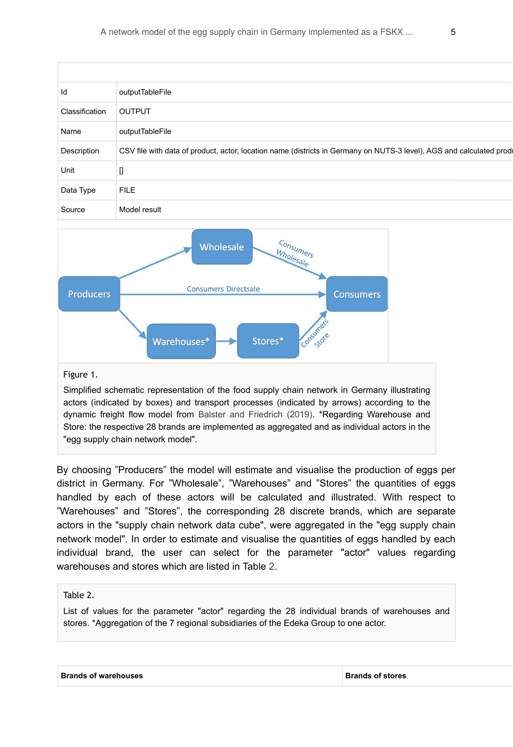| | |
|---|---|
| Id | outputTableFile |
| Classification | OUTPUT |
| Name | outputTableFile |
| Description | CSV file with data of product, actor, location name (districts in Germany on NUTS-3 level), AGS and calculated produ |
| Unit | [] |
| Data Type | FILE |
| Source | Model result |

Figure 1.

Simplified schematic representation of the food supply chain network in Germany illustrating actors (indicated by boxes) and transport processes (indicated by arrows) according to the dynamic freight flow model from Balster and Friedrich (2019). *Regarding Warehouse and Store: the respective 28 brands are implemented as aggregated and as individual actors in the "egg supply chain network model".

By choosing ”Producers” the model will estimate and visualise the production of eggs per district in Germany. For ”Wholesale”, ”Warehouses” and ”Stores” the quantities of eggs handled by each of these actors will be calculated and illustrated. With respect to ”Warehouses” and ”Stores”, the corresponding 28 discrete brands, which are separate actors in the "supply chain network data cube", were aggregated in the "egg supply chain network model". In order to estimate and visualise the quantities of eggs handled by each individual brand, the user can select for the parameter "actor" values regarding warehouses and stores which are listed in Table 2.

Table 2.

List of values for the parameter "actor" regarding the 28 individual brands of warehouses and stores. *Aggregation of the 7 regional subsidiaries of the Edeka Group to one actor.

| Brands of warehouses | Brands of stores |
|---|---|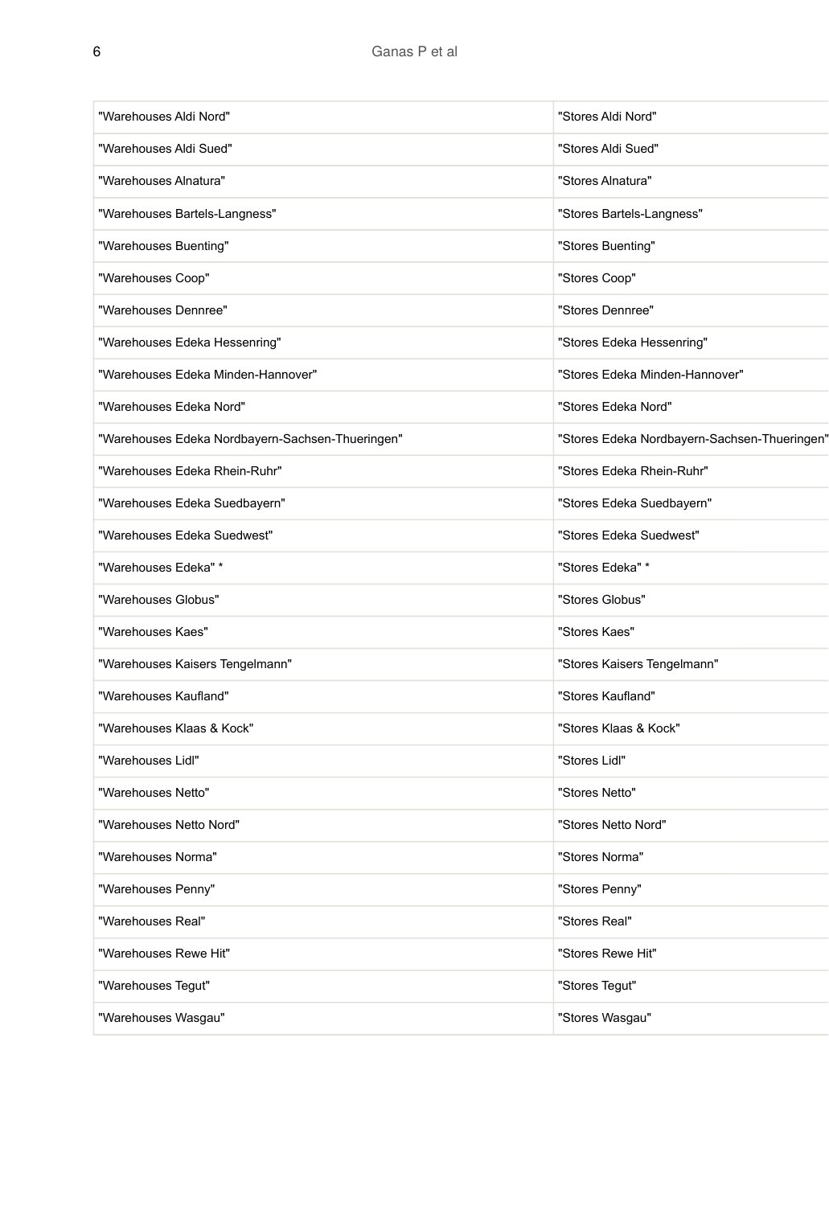| "Warehouses Aldi Nord" | "Stores Aldi Nord" |
|---|---|
| "Warehouses Aldi Sued" | "Stores Aldi Sued" |
| "Warehouses Alnatura" | "Stores Alnatura" |
| "Warehouses Bartels-Langness" | "Stores Bartels-Langness" |
| "Warehouses Buenting" | "Stores Buenting" |
| "Warehouses Coop" | "Stores Coop" |
| "Warehouses Dennree" | "Stores Dennree" |
| "Warehouses Edeka Hessenring" | "Stores Edeka Hessenring" |
| "Warehouses Edeka Minden-Hannover" | "Stores Edeka Minden-Hannover" |
| "Warehouses Edeka Nord" | "Stores Edeka Nord" |
| "Warehouses Edeka Nordbayern-Sachsen-Thueringen" | "Stores Edeka Nordbayern-Sachsen-Thueringen" |
| "Warehouses Edeka Rhein-Ruhr" | "Stores Edeka Rhein-Ruhr" |
| "Warehouses Edeka Suedbayern" | "Stores Edeka Suedbayern" |
| "Warehouses Edeka Suedwest" | "Stores Edeka Suedwest" |
| "Warehouses Edeka" * | "Stores Edeka" * |
| "Warehouses Globus" | "Stores Globus" |
| "Warehouses Kaes" | "Stores Kaes" |
| "Warehouses Kaisers Tengelmann" | "Stores Kaisers Tengelmann" |
| "Warehouses Kaufland" | "Stores Kaufland" |
| "Warehouses Klaas & Kock" | "Stores Klaas & Kock" |
| "Warehouses Lidl" | "Stores Lidl" |
| "Warehouses Netto" | "Stores Netto" |
| "Warehouses Netto Nord" | "Stores Netto Nord" |
| "Warehouses Norma" | "Stores Norma" |
| "Warehouses Penny" | "Stores Penny" |
| "Warehouses Real" | "Stores Real" |
| "Warehouses Rewe Hit" | "Stores Rewe Hit" |
| "Warehouses Tegut" | "Stores Tegut" |
| "Warehouses Wasgau" | "Stores Wasgau" |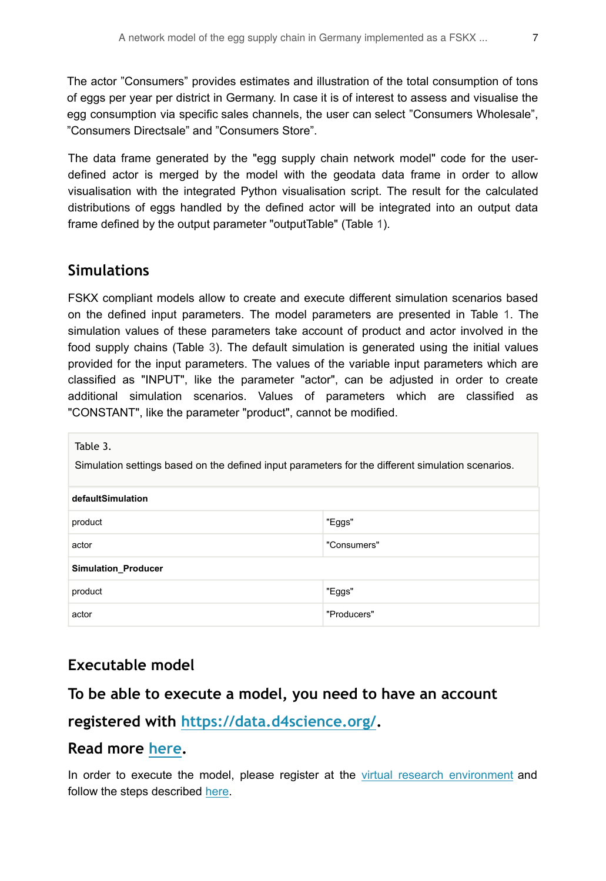The actor ”Consumers” provides estimates and illustration of the total consumption of tons of eggs per year per district in Germany. In case it is of interest to assess and visualise the egg consumption via specific sales channels, the user can select ”Consumers Wholesale”, ”Consumers Directsale” and ”Consumers Store”.

The data frame generated by the "egg supply chain network model" code for the user-defined actor is merged by the model with the geodata data frame in order to allow visualisation with the integrated Python visualisation script. The result for the calculated distributions of eggs handled by the defined actor will be integrated into an output data frame defined by the output parameter "outputTable" (Table 1).

## Simulations

FSKX compliant models allow to create and execute different simulation scenarios based on the defined input parameters. The model parameters are presented in Table 1. The simulation values of these parameters take account of product and actor involved in the food supply chains (Table 3). The default simulation is generated using the initial values provided for the input parameters. The values of the variable input parameters which are classified as "INPUT", like the parameter "actor", can be adjusted in order to create additional simulation scenarios. Values of parameters which are classified as "CONSTANT", like the parameter "product", cannot be modified.

Table 3.

Simulation settings based on the defined input parameters for the different simulation scenarios.

| **defaultSimulation** | |
|---|---|
| product | "Eggs" |
| actor | "Consumers" |
| **Simulation_Producer** | |
| product | "Eggs" |
| actor | "Producers" |

## Executable model

### To be able to execute a model, you need to have an account registered with https://data.d4science.org/.

### Read more here.

In order to execute the model, please register at the virtual research environment and follow the steps described here.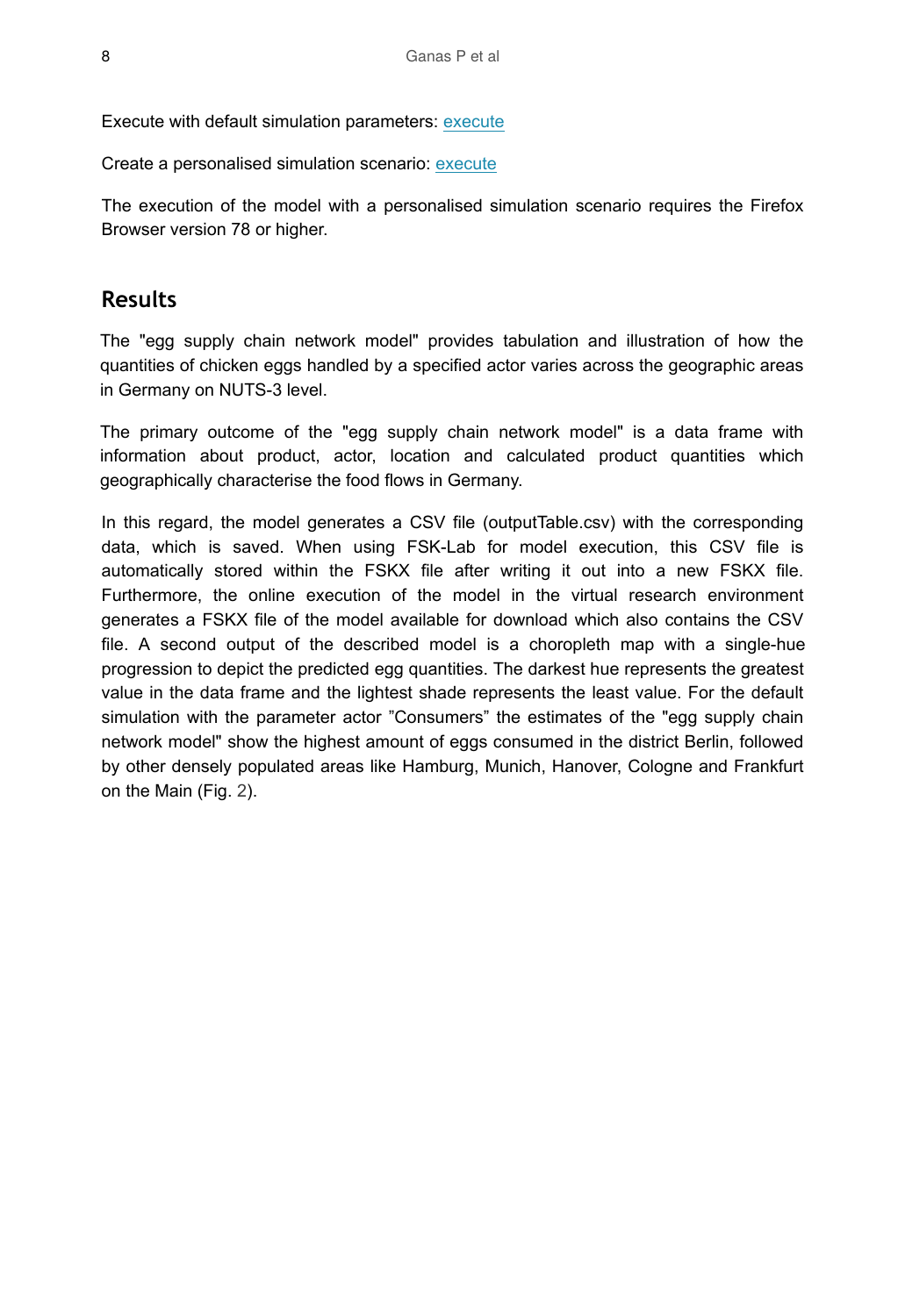Execute with default simulation parameters: [execute]

Create a personalised simulation scenario: [execute]

The execution of the model with a personalised simulation scenario requires the Firefox Browser version 78 or higher.

## Results

The "egg supply chain network model" provides tabulation and illustration of how the quantities of chicken eggs handled by a specified actor varies across the geographic areas in Germany on NUTS-3 level.

The primary outcome of the "egg supply chain network model" is a data frame with information about product, actor, location and calculated product quantities which geographically characterise the food flows in Germany.

In this regard, the model generates a CSV file (outputTable.csv) with the corresponding data, which is saved. When using FSK-Lab for model execution, this CSV file is automatically stored within the FSKX file after writing it out into a new FSKX file. Furthermore, the online execution of the model in the virtual research environment generates a FSKX file of the model available for download which also contains the CSV file. A second output of the described model is a choropleth map with a single-hue progression to depict the predicted egg quantities. The darkest hue represents the greatest value in the data frame and the lightest shade represents the least value. For the default simulation with the parameter actor "Consumers" the estimates of the "egg supply chain network model" show the highest amount of eggs consumed in the district Berlin, followed by other densely populated areas like Hamburg, Munich, Hanover, Cologne and Frankfurt on the Main (Fig. 2).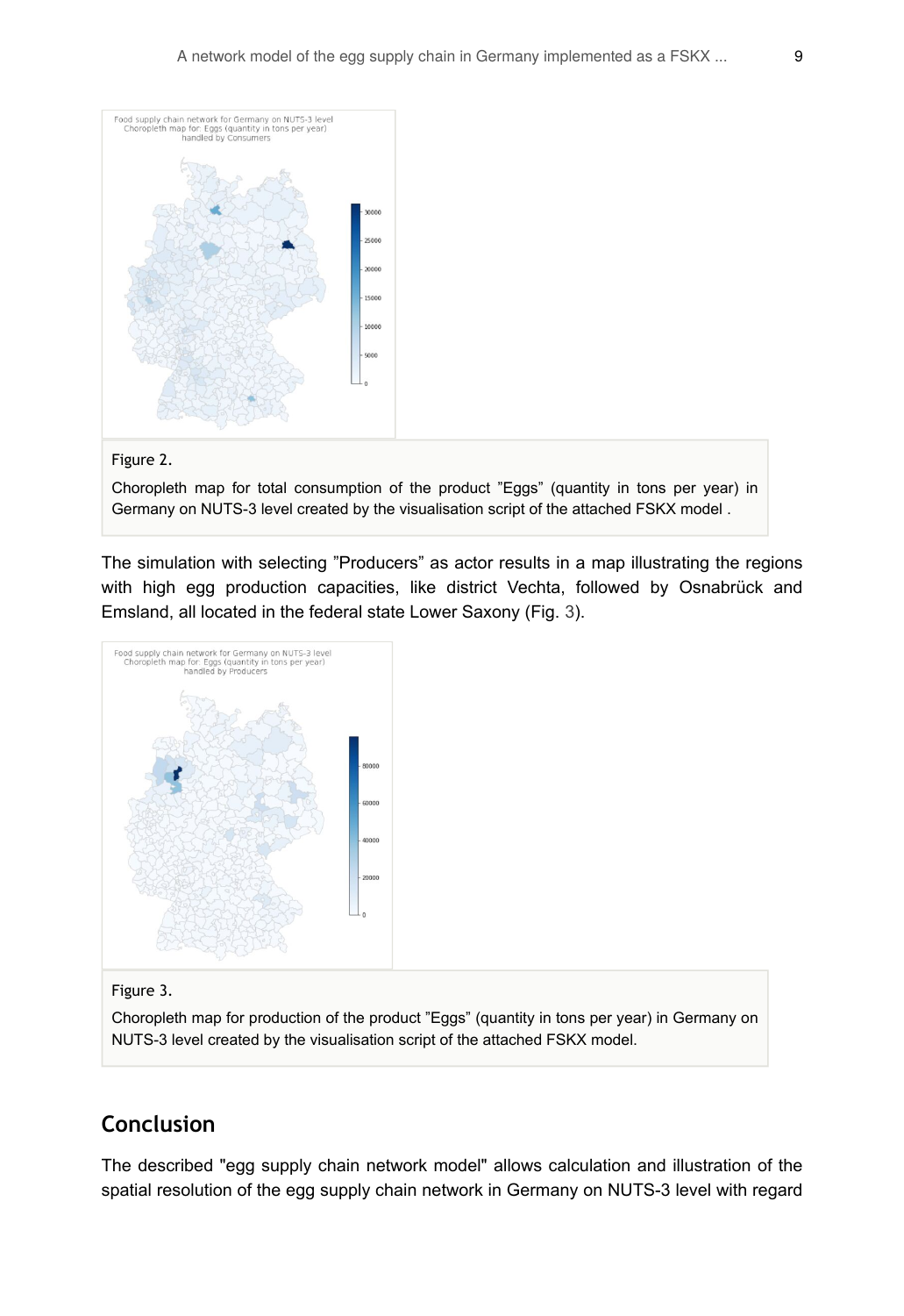Figure 2.

Choropleth map for total consumption of the product "Eggs" (quantity in tons per year) in Germany on NUTS-3 level created by the visualisation script of the attached FSKX model .

The simulation with selecting "Producers" as actor results in a map illustrating the regions with high egg production capacities, like district Vechta, followed by Osnabrück and Emsland, all located in the federal state Lower Saxony (Fig. 3).

Figure 3.

Choropleth map for production of the product "Eggs" (quantity in tons per year) in Germany on NUTS-3 level created by the visualisation script of the attached FSKX model.

## Conclusion

The described "egg supply chain network model" allows calculation and illustration of the spatial resolution of the egg supply chain network in Germany on NUTS-3 level with regard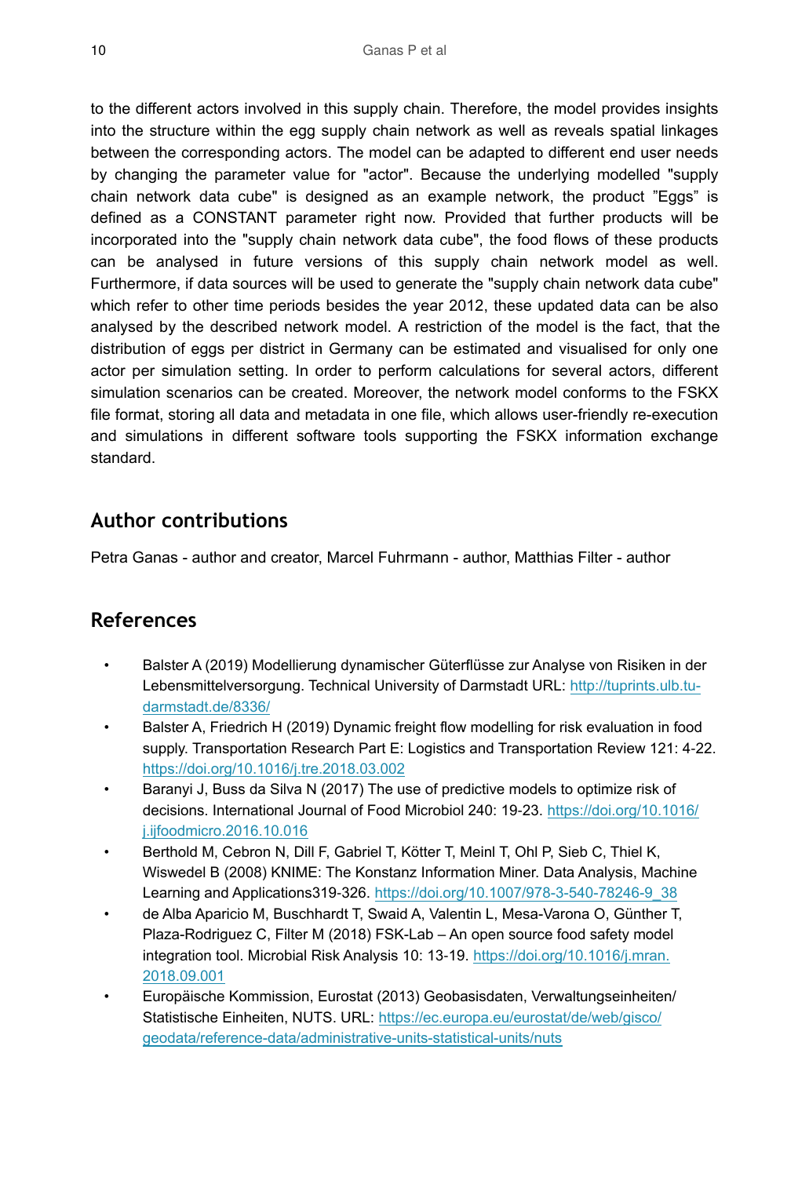to the different actors involved in this supply chain. Therefore, the model provides insights into the structure within the egg supply chain network as well as reveals spatial linkages between the corresponding actors. The model can be adapted to different end user needs by changing the parameter value for "actor". Because the underlying modelled "supply chain network data cube" is designed as an example network, the product "Eggs" is defined as a CONSTANT parameter right now. Provided that further products will be incorporated into the "supply chain network data cube", the food flows of these products can be analysed in future versions of this supply chain network model as well. Furthermore, if data sources will be used to generate the "supply chain network data cube" which refer to other time periods besides the year 2012, these updated data can be also analysed by the described network model. A restriction of the model is the fact, that the distribution of eggs per district in Germany can be estimated and visualised for only one actor per simulation setting. In order to perform calculations for several actors, different simulation scenarios can be created. Moreover, the network model conforms to the FSKX file format, storing all data and metadata in one file, which allows user-friendly re-execution and simulations in different software tools supporting the FSKX information exchange standard.

## Author contributions

Petra Ganas - author and creator, Marcel Fuhrmann - author, Matthias Filter - author

## References

- Balster A (2019) Modellierung dynamischer Güterflüsse zur Analyse von Risiken in der Lebensmittelversorgung. Technical University of Darmstadt URL: http://tuprints.ulb.tu-darmstadt.de/8336/
- Balster A, Friedrich H (2019) Dynamic freight flow modelling for risk evaluation in food supply. Transportation Research Part E: Logistics and Transportation Review 121: 4-22. https://doi.org/10.1016/j.tre.2018.03.002
- Baranyi J, Buss da Silva N (2017) The use of predictive models to optimize risk of decisions. International Journal of Food Microbiol 240: 19-23. https://doi.org/10.1016/j.ijfoodmicro.2016.10.016
- Berthold M, Cebron N, Dill F, Gabriel T, Kötter T, Meinl T, Ohl P, Sieb C, Thiel K, Wiswedel B (2008) KNIME: The Konstanz Information Miner. Data Analysis, Machine Learning and Applications319-326. https://doi.org/10.1007/978-3-540-78246-9_38
- de Alba Aparicio M, Buschhardt T, Swaid A, Valentin L, Mesa-Varona O, Günther T, Plaza-Rodriguez C, Filter M (2018) FSK-Lab – An open source food safety model integration tool. Microbial Risk Analysis 10: 13-19. https://doi.org/10.1016/j.mran.2018.09.001
- Europäische Kommission, Eurostat (2013) Geobasisdaten, Verwaltungseinheiten/Statistische Einheiten, NUTS. URL: https://ec.europa.eu/eurostat/de/web/gisco/geodata/reference-data/administrative-units-statistical-units/nuts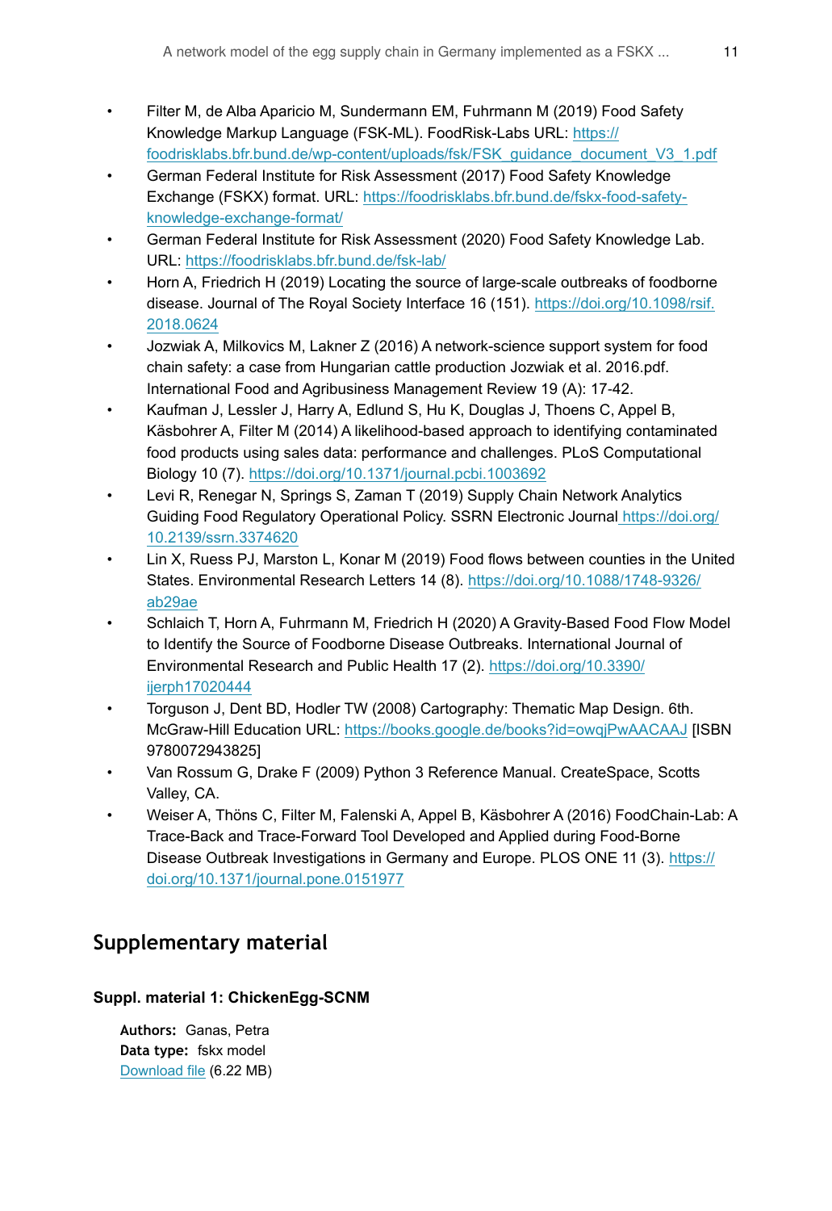- Filter M, de Alba Aparicio M, Sundermann EM, Fuhrmann M (2019) Food Safety Knowledge Markup Language (FSK-ML). FoodRisk-Labs URL: https://foodrisklabs.bfr.bund.de/wp-content/uploads/fsk/FSK_guidance_document_V3_1.pdf
- German Federal Institute for Risk Assessment (2017) Food Safety Knowledge Exchange (FSKX) format. URL: https://foodrisklabs.bfr.bund.de/fskx-food-safety-knowledge-exchange-format/
- German Federal Institute for Risk Assessment (2020) Food Safety Knowledge Lab. URL: https://foodrisklabs.bfr.bund.de/fsk-lab/
- Horn A, Friedrich H (2019) Locating the source of large-scale outbreaks of foodborne disease. Journal of The Royal Society Interface 16 (151). https://doi.org/10.1098/rsif.2018.0624
- Jozwiak A, Milkovics M, Lakner Z (2016) A network-science support system for food chain safety: a case from Hungarian cattle production Jozwiak et al. 2016.pdf. International Food and Agribusiness Management Review 19 (A): 17-42.
- Kaufman J, Lessler J, Harry A, Edlund S, Hu K, Douglas J, Thoens C, Appel B, Käsbohrer A, Filter M (2014) A likelihood-based approach to identifying contaminated food products using sales data: performance and challenges. PLoS Computational Biology 10 (7). https://doi.org/10.1371/journal.pcbi.1003692
- Levi R, Renegar N, Springs S, Zaman T (2019) Supply Chain Network Analytics Guiding Food Regulatory Operational Policy. SSRN Electronic Journal https://doi.org/10.2139/ssrn.3374620
- Lin X, Ruess PJ, Marston L, Konar M (2019) Food flows between counties in the United States. Environmental Research Letters 14 (8). https://doi.org/10.1088/1748-9326/ab29ae
- Schlaich T, Horn A, Fuhrmann M, Friedrich H (2020) A Gravity-Based Food Flow Model to Identify the Source of Foodborne Disease Outbreaks. International Journal of Environmental Research and Public Health 17 (2). https://doi.org/10.3390/ijerph17020444
- Torguson J, Dent BD, Hodler TW (2008) Cartography: Thematic Map Design. 6th. McGraw-Hill Education URL: https://books.google.de/books?id=owqjPwAACAAJ [ISBN 9780072943825]
- Van Rossum G, Drake F (2009) Python 3 Reference Manual. CreateSpace, Scotts Valley, CA.
- Weiser A, Thöns C, Filter M, Falenski A, Appel B, Käsbohrer A (2016) FoodChain-Lab: A Trace-Back and Trace-Forward Tool Developed and Applied during Food-Borne Disease Outbreak Investigations in Germany and Europe. PLOS ONE 11 (3). https://doi.org/10.1371/journal.pone.0151977

## Supplementary material

#### Suppl. material 1: ChickenEgg-SCNM

**Authors:** Ganas, Petra
**Data type:** fskx model
Download file (6.22 MB)